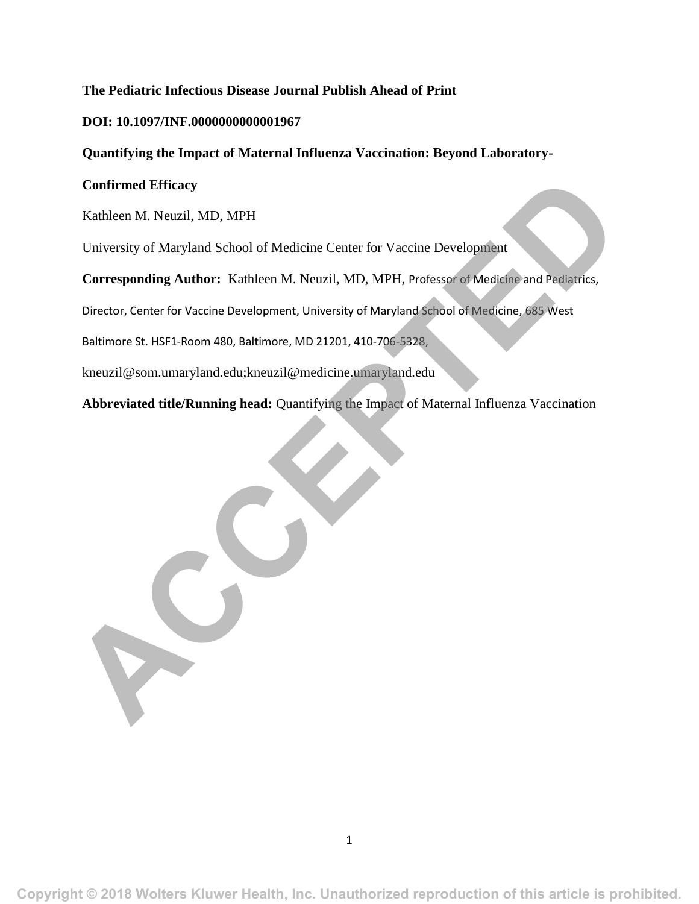**The Pediatric Infectious Disease Journal Publish Ahead of Print**

**DOI: 10.1097/INF.0000000000001967**

# Quantifying the Impact of Maternal Influenza Vaccination: Beyond Laboratory-Confirmed Efficacy

Kathleen M. Neuzil, MD, MPH

University of Maryland School of Medicine Center for Vaccine Development

**Corresponding Author:** Kathleen M. Neuzil, MD, MPH, Professor of Medicine and Pediatrics, Director, Center for Vaccine Development, University of Maryland School of Medicine, 685 West Baltimore St. HSF1-Room 480, Baltimore, MD 21201, 410-706-5328, kneuzil@som.umaryland.edu;kneuzil@medicine.umaryland.edu

**Abbreviated title/Running head:** Quantifying the Impact of Maternal Influenza Vaccination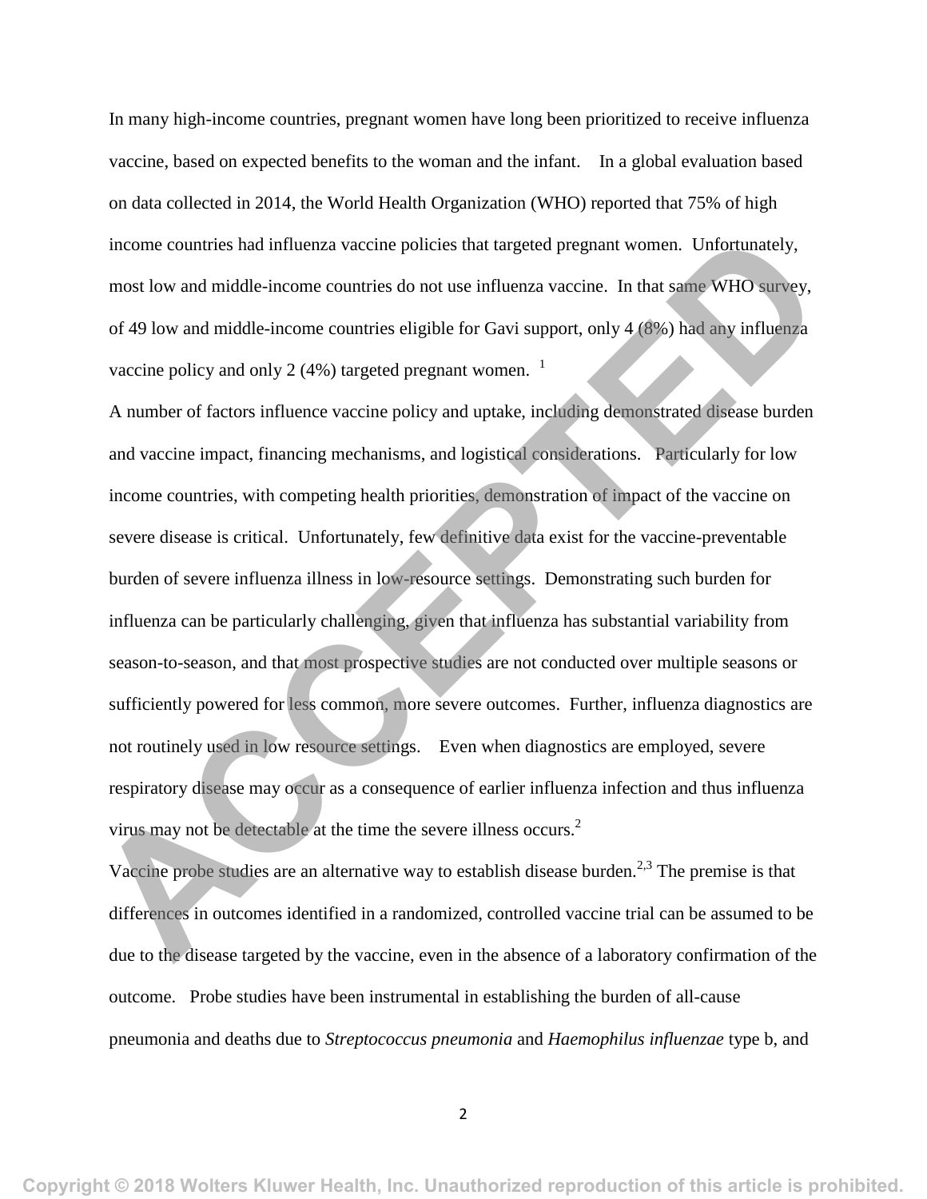In many high-income countries, pregnant women have long been prioritized to receive influenza vaccine, based on expected benefits to the woman and the infant. In a global evaluation based on data collected in 2014, the World Health Organization (WHO) reported that 75% of high income countries had influenza vaccine policies that targeted pregnant women. Unfortunately, most low and middle-income countries do not use influenza vaccine. In that same WHO survey, of 49 low and middle-income countries eligible for Gavi support, only 4 (8%) had any influenza vaccine policy and only 2 (4%) targeted pregnant women. [1]

A number of factors influence vaccine policy and uptake, including demonstrated disease burden and vaccine impact, financing mechanisms, and logistical considerations. Particularly for low income countries, with competing health priorities, demonstration of impact of the vaccine on severe disease is critical. Unfortunately, few definitive data exist for the vaccine-preventable burden of severe influenza illness in low-resource settings. Demonstrating such burden for influenza can be particularly challenging, given that influenza has substantial variability from season-to-season, and that most prospective studies are not conducted over multiple seasons or sufficiently powered for less common, more severe outcomes. Further, influenza diagnostics are not routinely used in low resource settings. Even when diagnostics are employed, severe respiratory disease may occur as a consequence of earlier influenza infection and thus influenza virus may not be detectable at the time the severe illness occurs.[2]

Vaccine probe studies are an alternative way to establish disease burden.[2,3] The premise is that differences in outcomes identified in a randomized, controlled vaccine trial can be assumed to be due to the disease targeted by the vaccine, even in the absence of a laboratory confirmation of the outcome. Probe studies have been instrumental in establishing the burden of all-cause pneumonia and deaths due to *Streptococcus pneumonia* and *Haemophilus influenzae* type b, and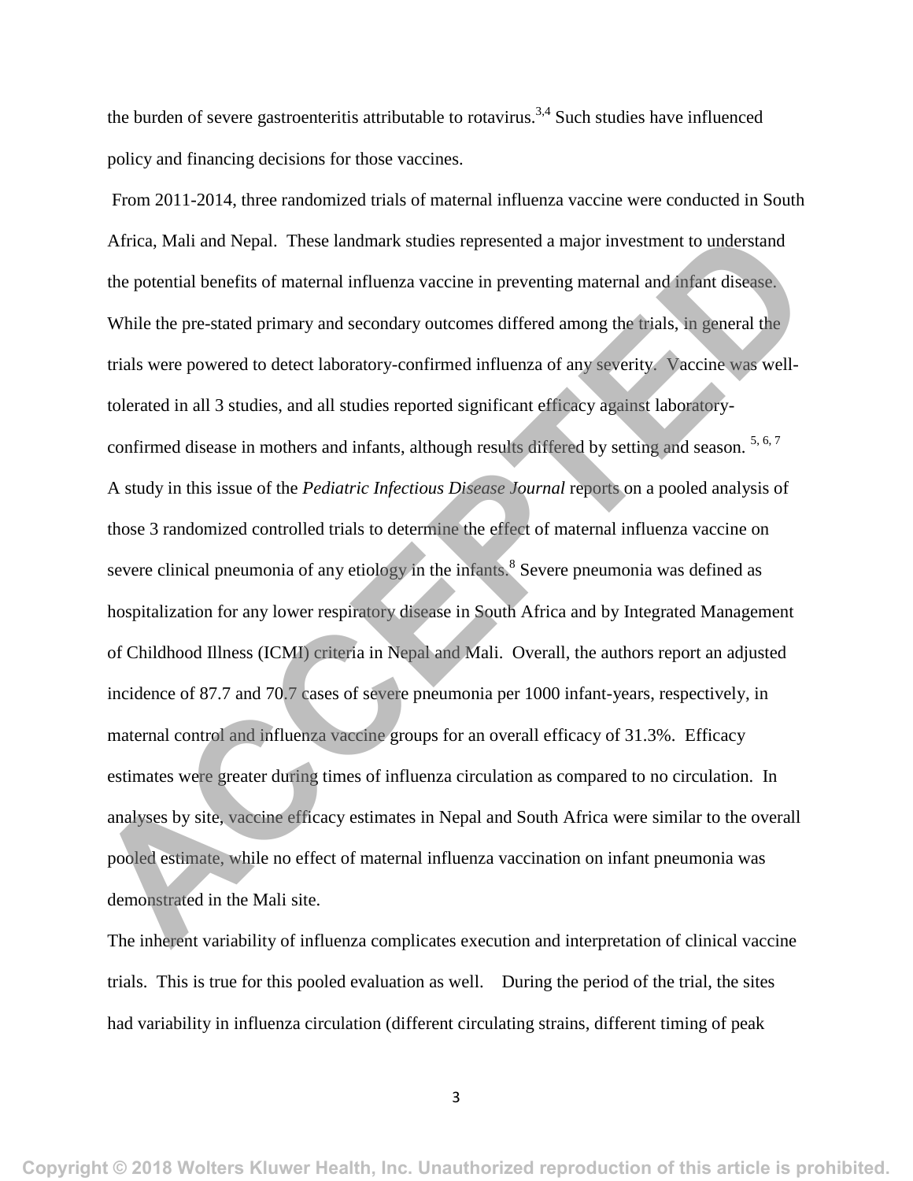the burden of severe gastroenteritis attributable to rotavirus.[3,4] Such studies have influenced policy and financing decisions for those vaccines.

From 2011-2014, three randomized trials of maternal influenza vaccine were conducted in South Africa, Mali and Nepal. These landmark studies represented a major investment to understand the potential benefits of maternal influenza vaccine in preventing maternal and infant disease. While the pre-stated primary and secondary outcomes differed among the trials, in general the trials were powered to detect laboratory-confirmed influenza of any severity. Vaccine was well-tolerated in all 3 studies, and all studies reported significant efficacy against laboratory-confirmed disease in mothers and infants, although results differed by setting and season. [5, 6, 7]

A study in this issue of the *Pediatric Infectious Disease Journal* reports on a pooled analysis of those 3 randomized controlled trials to determine the effect of maternal influenza vaccine on severe clinical pneumonia of any etiology in the infants.[8] Severe pneumonia was defined as hospitalization for any lower respiratory disease in South Africa and by Integrated Management of Childhood Illness (ICMI) criteria in Nepal and Mali. Overall, the authors report an adjusted incidence of 87.7 and 70.7 cases of severe pneumonia per 1000 infant-years, respectively, in maternal control and influenza vaccine groups for an overall efficacy of 31.3%. Efficacy estimates were greater during times of influenza circulation as compared to no circulation. In analyses by site, vaccine efficacy estimates in Nepal and South Africa were similar to the overall pooled estimate, while no effect of maternal influenza vaccination on infant pneumonia was demonstrated in the Mali site.

The inherent variability of influenza complicates execution and interpretation of clinical vaccine trials. This is true for this pooled evaluation as well. During the period of the trial, the sites had variability in influenza circulation (different circulating strains, different timing of peak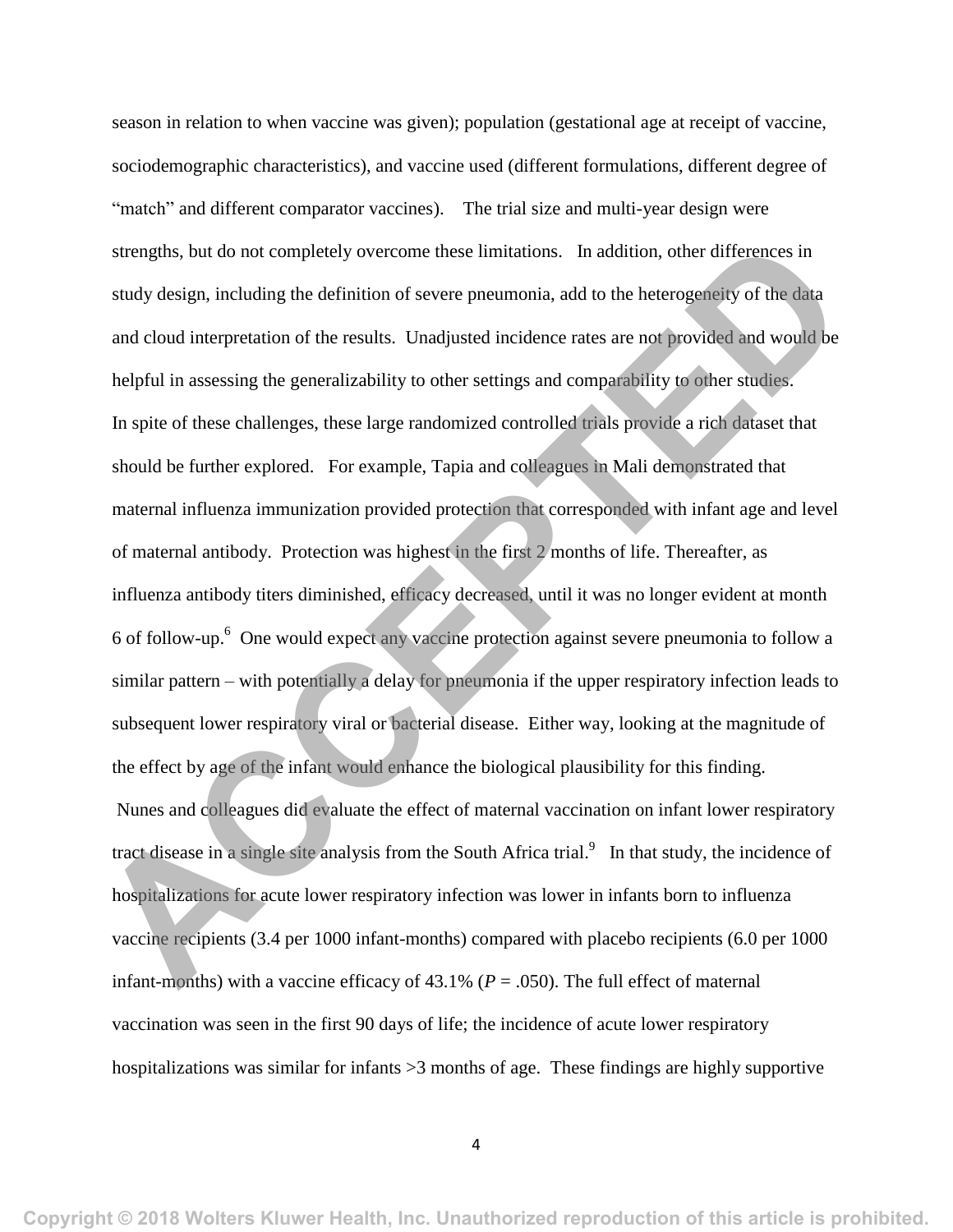season in relation to when vaccine was given); population (gestational age at receipt of vaccine, sociodemographic characteristics), and vaccine used (different formulations, different degree of "match" and different comparator vaccines). The trial size and multi-year design were strengths, but do not completely overcome these limitations. In addition, other differences in study design, including the definition of severe pneumonia, add to the heterogeneity of the data and cloud interpretation of the results. Unadjusted incidence rates are not provided and would be helpful in assessing the generalizability to other settings and comparability to other studies.

In spite of these challenges, these large randomized controlled trials provide a rich dataset that should be further explored. For example, Tapia and colleagues in Mali demonstrated that maternal influenza immunization provided protection that corresponded with infant age and level of maternal antibody. Protection was highest in the first 2 months of life. Thereafter, as influenza antibody titers diminished, efficacy decreased, until it was no longer evident at month 6 of follow-up.[6] One would expect any vaccine protection against severe pneumonia to follow a similar pattern – with potentially a delay for pneumonia if the upper respiratory infection leads to subsequent lower respiratory viral or bacterial disease. Either way, looking at the magnitude of the effect by age of the infant would enhance the biological plausibility for this finding.

Nunes and colleagues did evaluate the effect of maternal vaccination on infant lower respiratory tract disease in a single site analysis from the South Africa trial.[9] In that study, the incidence of hospitalizations for acute lower respiratory infection was lower in infants born to influenza vaccine recipients (3.4 per 1000 infant-months) compared with placebo recipients (6.0 per 1000 infant-months) with a vaccine efficacy of 43.1% (*P* = .050). The full effect of maternal vaccination was seen in the first 90 days of life; the incidence of acute lower respiratory hospitalizations was similar for infants >3 months of age. These findings are highly supportive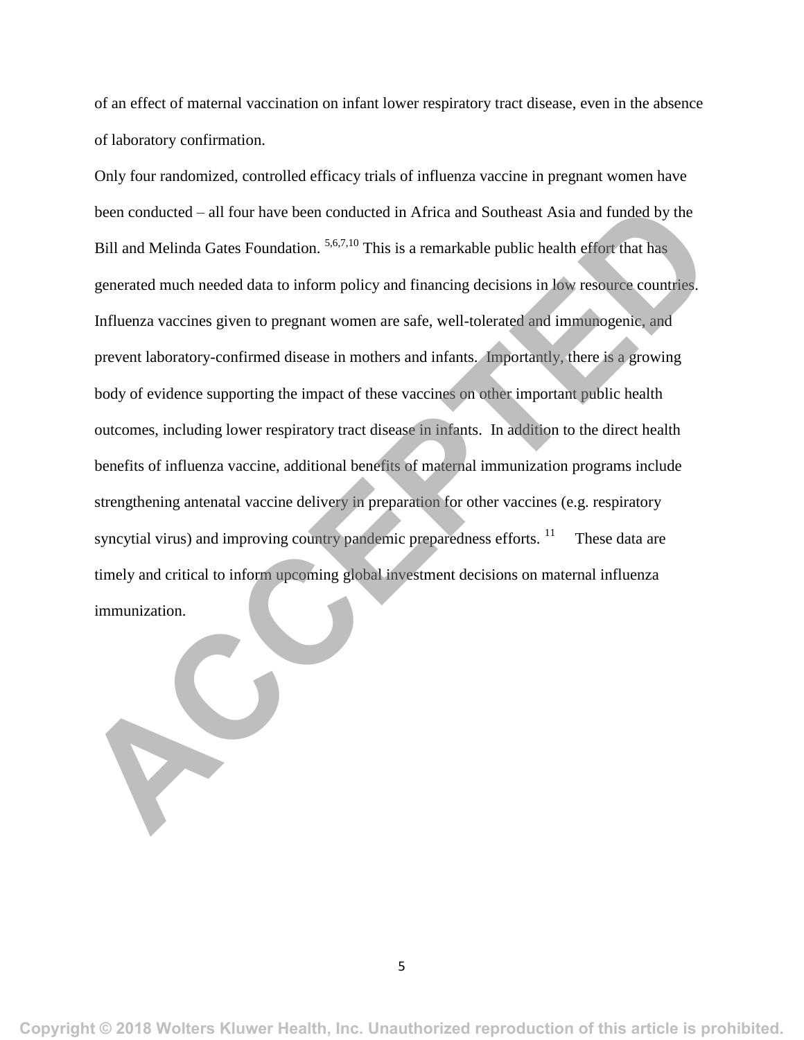of an effect of maternal vaccination on infant lower respiratory tract disease, even in the absence of laboratory confirmation.

Only four randomized, controlled efficacy trials of influenza vaccine in pregnant women have been conducted – all four have been conducted in Africa and Southeast Asia and funded by the Bill and Melinda Gates Foundation. [5,6,7,10] This is a remarkable public health effort that has generated much needed data to inform policy and financing decisions in low resource countries. Influenza vaccines given to pregnant women are safe, well-tolerated and immunogenic, and prevent laboratory-confirmed disease in mothers and infants. Importantly, there is a growing body of evidence supporting the impact of these vaccines on other important public health outcomes, including lower respiratory tract disease in infants. In addition to the direct health benefits of influenza vaccine, additional benefits of maternal immunization programs include strengthening antenatal vaccine delivery in preparation for other vaccines (e.g. respiratory syncytial virus) and improving country pandemic preparedness efforts. [11] These data are timely and critical to inform upcoming global investment decisions on maternal influenza immunization.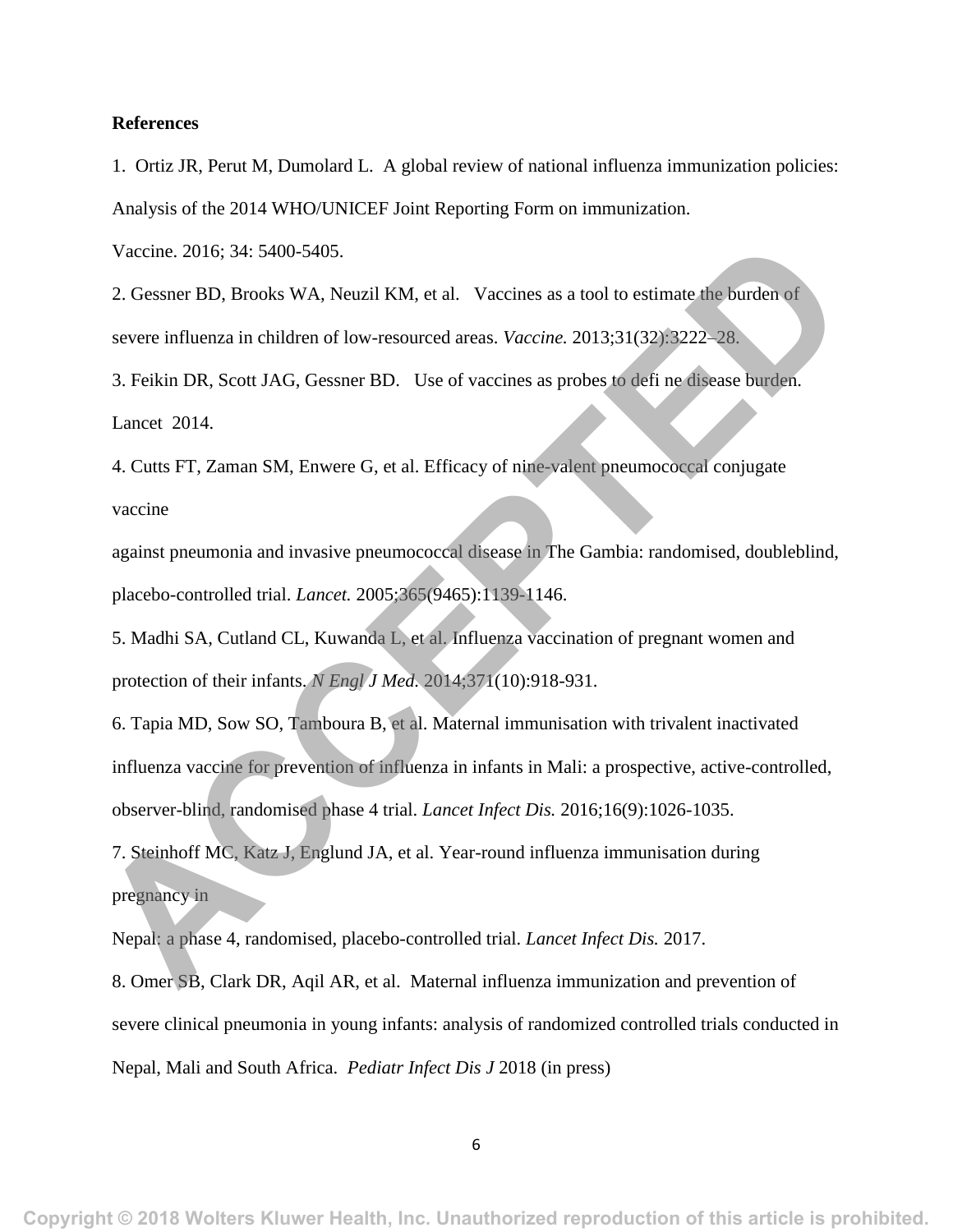**References**

1. Ortiz JR, Perut M, Dumolard L. A global review of national influenza immunization policies: Analysis of the 2014 WHO/UNICEF Joint Reporting Form on immunization. Vaccine. 2016; 34: 5400-5405.

2. Gessner BD, Brooks WA, Neuzil KM, et al. Vaccines as a tool to estimate the burden of severe influenza in children of low-resourced areas. *Vaccine.* 2013;31(32):3222–28.

3. Feikin DR, Scott JAG, Gessner BD. Use of vaccines as probes to defi ne disease burden. Lancet 2014.

4. Cutts FT, Zaman SM, Enwere G, et al. Efficacy of nine-valent pneumococcal conjugate vaccine against pneumonia and invasive pneumococcal disease in The Gambia: randomised, doubleblind, placebo-controlled trial. *Lancet.* 2005;365(9465):1139-1146.

5. Madhi SA, Cutland CL, Kuwanda L, et al. Influenza vaccination of pregnant women and protection of their infants. *N Engl J Med.* 2014;371(10):918-931.

6. Tapia MD, Sow SO, Tamboura B, et al. Maternal immunisation with trivalent inactivated influenza vaccine for prevention of influenza in infants in Mali: a prospective, active-controlled, observer-blind, randomised phase 4 trial. *Lancet Infect Dis.* 2016;16(9):1026-1035.

7. Steinhoff MC, Katz J, Englund JA, et al. Year-round influenza immunisation during pregnancy in Nepal: a phase 4, randomised, placebo-controlled trial. *Lancet Infect Dis.* 2017.

8. Omer SB, Clark DR, Aqil AR, et al. Maternal influenza immunization and prevention of severe clinical pneumonia in young infants: analysis of randomized controlled trials conducted in Nepal, Mali and South Africa. *Pediatr Infect Dis J* 2018 (in press)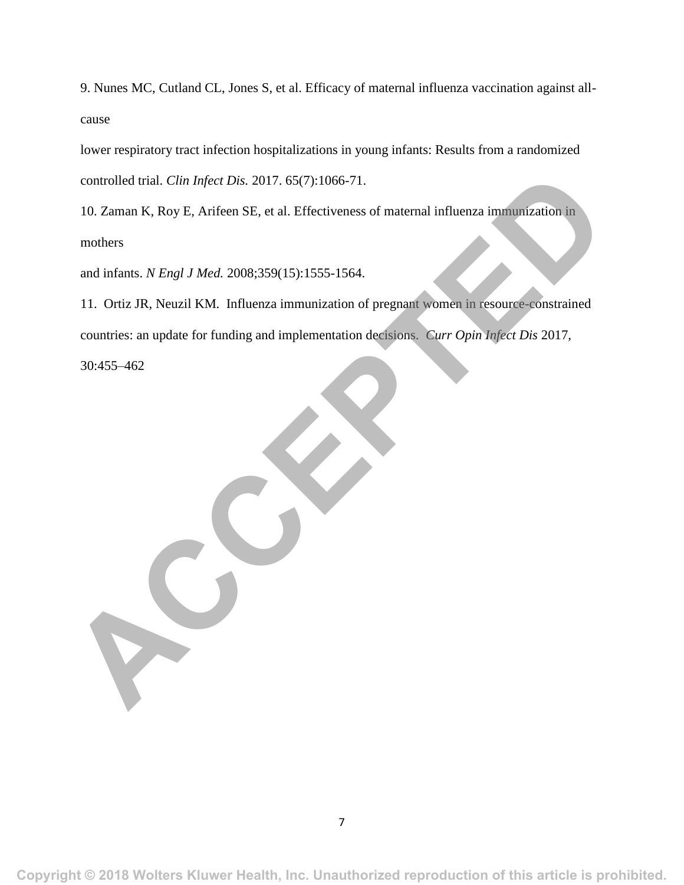9. Nunes MC, Cutland CL, Jones S, et al. Efficacy of maternal influenza vaccination against all-cause lower respiratory tract infection hospitalizations in young infants: Results from a randomized controlled trial. *Clin Infect Dis.* 2017. 65(7):1066-71.

10. Zaman K, Roy E, Arifeen SE, et al. Effectiveness of maternal influenza immunization in mothers and infants. *N Engl J Med.* 2008;359(15):1555-1564.

11. Ortiz JR, Neuzil KM. Influenza immunization of pregnant women in resource-constrained countries: an update for funding and implementation decisions. *Curr Opin Infect Dis* 2017, 30:455–462